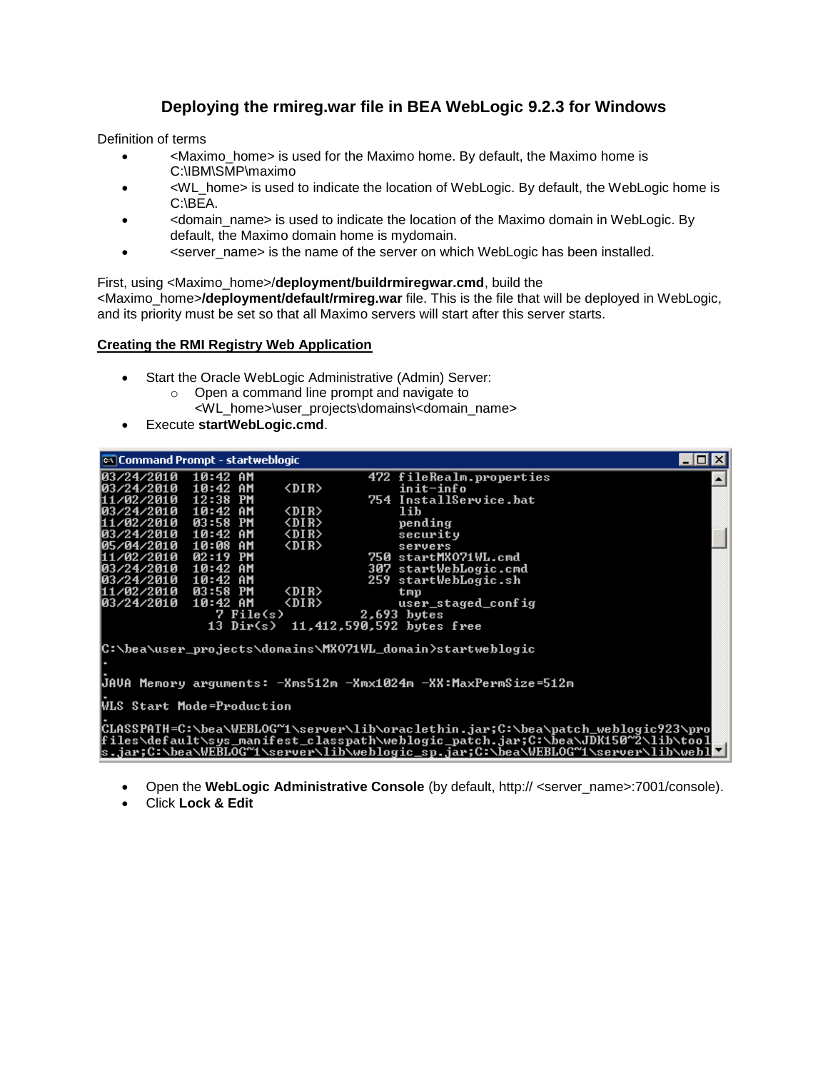# Deploying the rmireg.war file in BEA WebLogic 9.2.3 for Windows

Definition of terms

- <Maximo_home> is used for the Maximo home. By default, the Maximo home is C:\IBM\SMP\maximo
- <WL_home> is used to indicate the location of WebLogic. By default, the WebLogic home is C:\BEA.
- <domain_name> is used to indicate the location of the Maximo domain in WebLogic. By default, the Maximo domain home is mydomain.
- <server_name> is the name of the server on which WebLogic has been installed.

First, using <Maximo_home>/**deployment/buildrmiregwar.cmd**, build the <Maximo_home>**/deployment/default/rmireg.war** file. This is the file that will be deployed in WebLogic, and its priority must be set so that all Maximo servers will start after this server starts.

## Creating the RMI Registry Web Application

- Start the Oracle WebLogic Administrative (Admin) Server:
  - Open a command line prompt and navigate to <WL_home>\user_projects\domains\<domain_name>
- Execute **startWebLogic.cmd**.

```
Command Prompt - startweblogic
03/24/2010  10:42 AM               472 fileRealm.properties
03/24/2010  10:42 AM    <DIR>          init-info
11/02/2010  12:38 PM               754 InstallService.bat
03/24/2010  10:42 AM    <DIR>          lib
11/02/2010  03:58 PM    <DIR>          pending
03/24/2010  10:42 AM    <DIR>          security
05/04/2010  10:08 AM    <DIR>          servers
11/02/2010  02:19 PM               750 startMX071WL.cmd
03/24/2010  10:42 AM               307 startWebLogic.cmd
03/24/2010  10:42 AM               259 startWebLogic.sh
11/02/2010  03:58 PM    <DIR>          tmp
03/24/2010  10:42 AM    <DIR>          user_staged_config
               7 File(s)          2,693 bytes
              13 Dir(s)  11,412,590,592 bytes free

C:\bea\user_projects\domains\MX071WL_domain>startweblogic
.
.
JAVA Memory arguments: -Xms512m -Xmx1024m -XX:MaxPermSize=512m
.
WLS Start Mode=Production
.
CLASSPATH=C:\bea\WEBLOG~1\server\lib\oraclethin.jar;C:\bea\patch_weblogic923\profiles\default\sys_manifest_classpath\weblogic_patch.jar;C:\bea\JDK150~2\lib\tools.jar;C:\bea\WEBLOG~1\server\lib\weblogic_sp.jar;C:\bea\WEBLOG~1\server\lib\webl
```

- Open the **WebLogic Administrative Console** (by default, http:// <server_name>:7001/console).
- Click **Lock & Edit**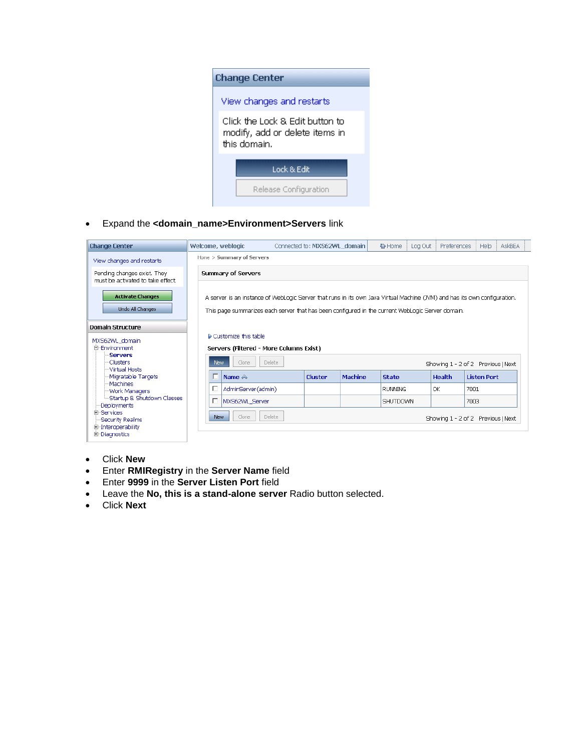- Expand the **<domain_name>Environment>Servers** link

- Click **New**
- Enter **RMIRegistry** in the **Server Name** field
- Enter **9999** in the **Server Listen Port** field
- Leave the **No, this is a stand-alone server** Radio button selected.
- Click **Next**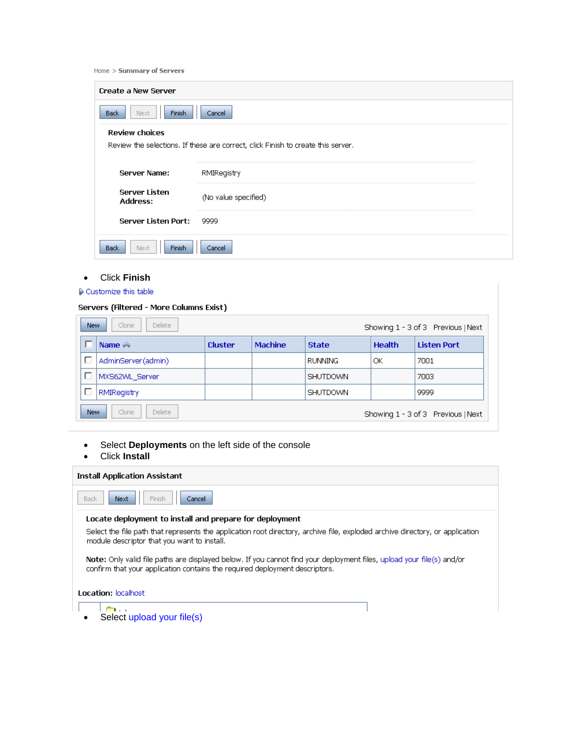Home > **Summary of Servers**

**Create a New Server**

Back | Next | Finish | Cancel

**Review choices**

Review the selections. If these are correct, click Finish to create this server.

| | |
|---|---|
| **Server Name:** | RMIRegistry |
| **Server Listen Address:** | (No value specified) |
| **Server Listen Port:** | 9999 |

Back | Next | Finish | Cancel

- Click **Finish**

Customize this table

**Servers (Filtered - More Columns Exist)**

New | Clone | Delete    Showing 1 - 3 of 3  Previous | Next

| | Name | Cluster | Machine | State | Health | Listen Port |
|---|---|---|---|---|---|---|
| ☐ | AdminServer(admin) | | | RUNNING | OK | 7001 |
| ☐ | MXS62WL_Server | | | SHUTDOWN | | 7003 |
| ☐ | RMIRegistry | | | SHUTDOWN | | 9999 |

New | Clone | Delete    Showing 1 - 3 of 3  Previous | Next

- Select **Deployments** on the left side of the console
- Click **Install**

**Install Application Assistant**

Back | Next | Finish | Cancel

**Locate deployment to install and prepare for deployment**

Select the file path that represents the application root directory, archive file, exploded archive directory, or application module descriptor that you want to install.

**Note:** Only valid file paths are displayed below. If you cannot find your deployment files, upload your file(s) and/or confirm that your application contains the required deployment descriptors.

**Location:** localhost

- Select upload your file(s)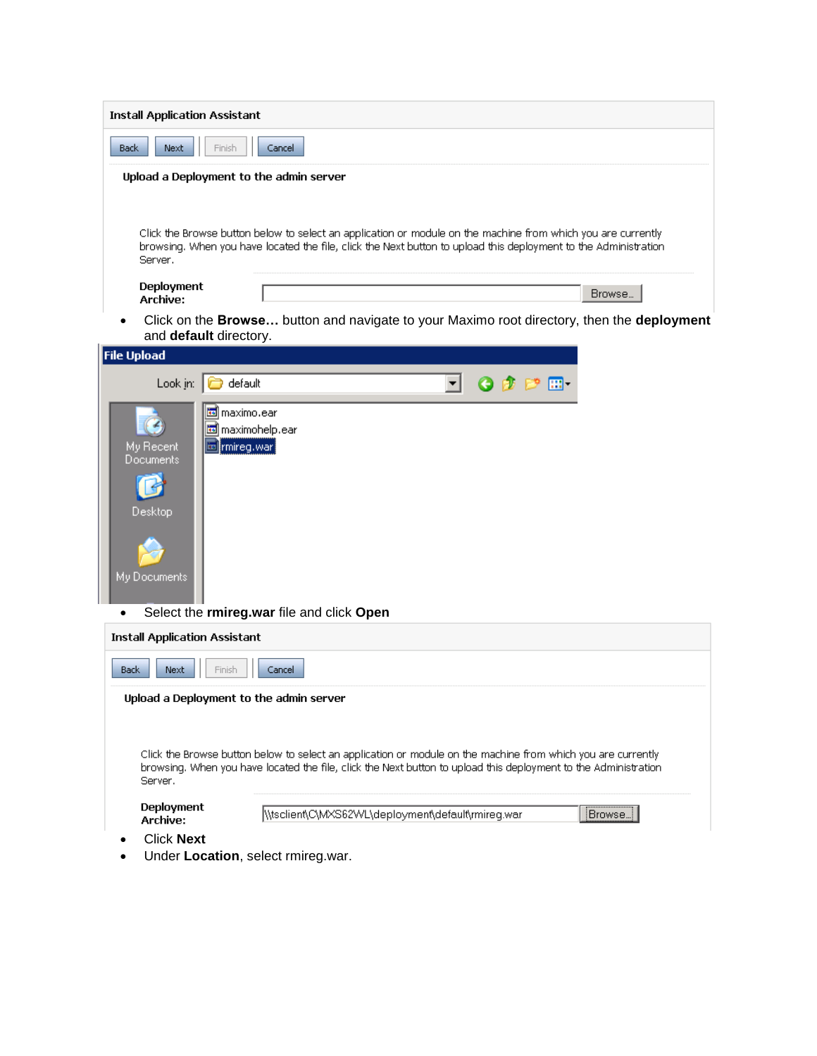**Install Application Assistant**

Back | Next | Finish | Cancel

**Upload a Deployment to the admin server**

Click the Browse button below to select an application or module on the machine from which you are currently browsing. When you have located the file, click the Next button to upload this deployment to the Administration Server.

**Deployment Archive:** Browse...

- Click on the **Browse…** button and navigate to your Maximo root directory, then the **deployment** and **default** directory.

**File Upload**

Look in: default

My Recent Documents
Desktop
My Documents

maximo.ear
maximohelp.ear
rmireg.war

- Select the **rmireg.war** file and click **Open**

**Install Application Assistant**

Back | Next | Finish | Cancel

**Upload a Deployment to the admin server**

Click the Browse button below to select an application or module on the machine from which you are currently browsing. When you have located the file, click the Next button to upload this deployment to the Administration Server.

**Deployment Archive:** \\tsclient\C\MXS62WL\deployment\default\rmireg.war Browse...

- Click **Next**
- Under **Location**, select rmireg.war.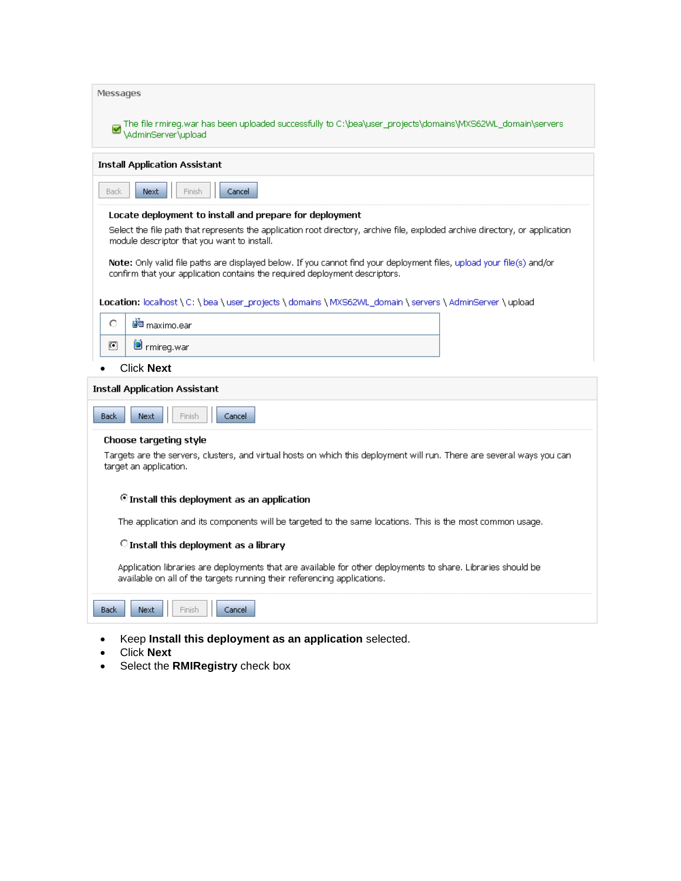Messages

The file rmireg.war has been uploaded successfully to C:\bea\user_projects\domains\MXS62WL_domain\servers\AdminServer\upload

**Install Application Assistant**

Back | Next | Finish | Cancel

**Locate deployment to install and prepare for deployment**

Select the file path that represents the application root directory, archive file, exploded archive directory, or application module descriptor that you want to install.

**Note:** Only valid file paths are displayed below. If you cannot find your deployment files, upload your file(s) and/or confirm that your application contains the required deployment descriptors.

**Location:** localhost \ C: \ bea \ user_projects \ domains \ MXS62WL_domain \ servers \ AdminServer \ upload

| | |
|---|---|
| ○ | maximo.ear |
| ◉ | rmireg.war |

- Click **Next**

**Install Application Assistant**

Back | Next | Finish | Cancel

**Choose targeting style**

Targets are the servers, clusters, and virtual hosts on which this deployment will run. There are several ways you can target an application.

◉ **Install this deployment as an application**

The application and its components will be targeted to the same locations. This is the most common usage.

○ **Install this deployment as a library**

Application libraries are deployments that are available for other deployments to share. Libraries should be available on all of the targets running their referencing applications.

Back | Next | Finish | Cancel

- Keep **Install this deployment as an application** selected.
- Click **Next**
- Select the **RMIRegistry** check box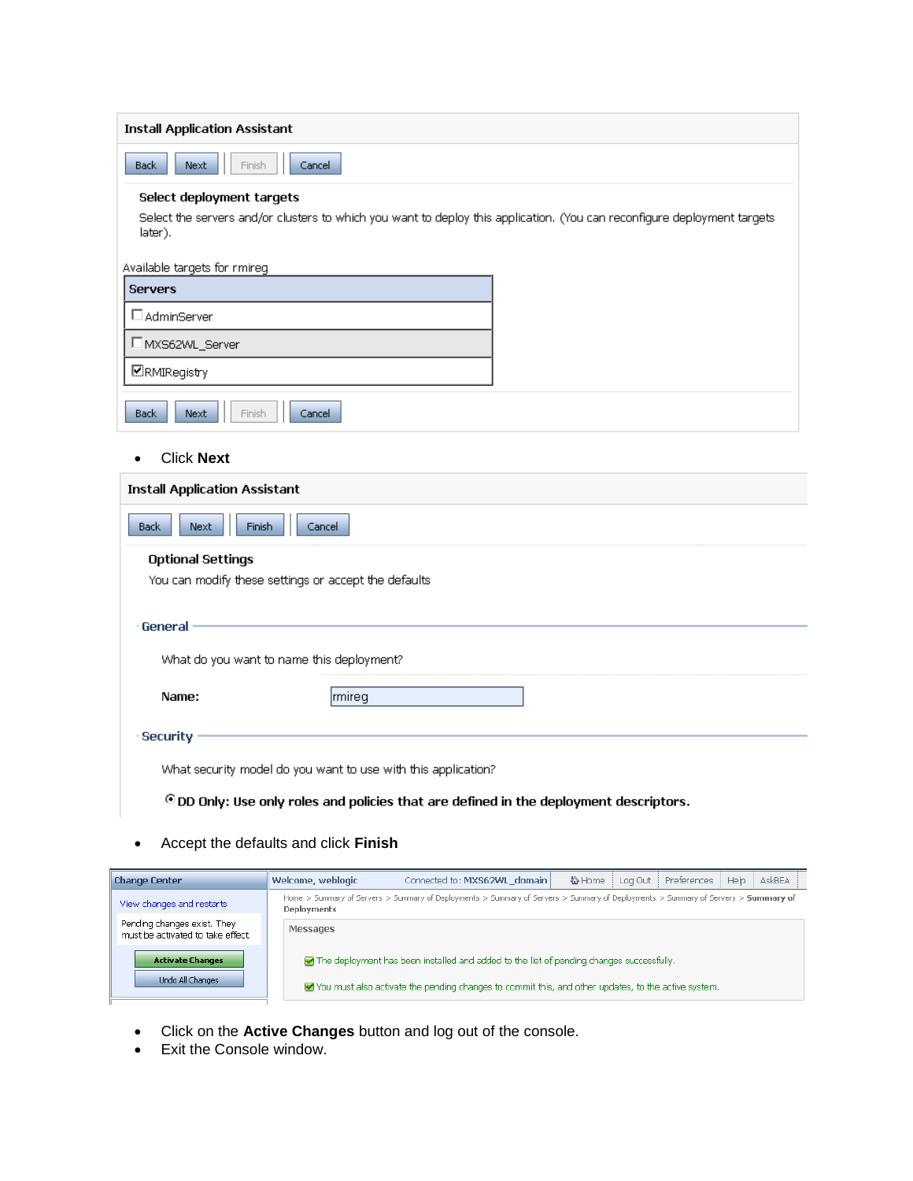**Install Application Assistant**

Back | Next | Finish | Cancel

**Select deployment targets**

Select the servers and/or clusters to which you want to deploy this application. (You can reconfigure deployment targets later).

Available targets for rmireg

| Servers |
| --- |
| ☐ AdminServer |
| ☐ MXS62WL_Server |
| ☑ RMIRegistry |

Back | Next | Finish | Cancel

- Click **Next**

**Install Application Assistant**

Back | Next | Finish | Cancel

**Optional Settings**

You can modify these settings or accept the defaults

**General**

What do you want to name this deployment?

**Name:** rmireg

**Security**

What security model do you want to use with this application?

◉ **DD Only: Use only roles and policies that are defined in the deployment descriptors.**

- Accept the defaults and click **Finish**

Change Center

View changes and restarts

Pending changes exist. They must be activated to take effect

Activate Changes

Undo All Changes

Welcome, weblogic    Connected to: MXS62WL_domain    Home | Log Out | Preferences | Help | AskBEA

Home > Summary of Servers > Summary of Deployments > Summary of Servers > Summary of Deployments > Summary of Servers > **Summary of Deployments**

Messages

✔ The deployment has been installed and added to the list of pending changes successfully.

✔ You must also activate the pending changes to commit this, and other updates, to the active system.

- Click on the **Active Changes** button and log out of the console.
- Exit the Console window.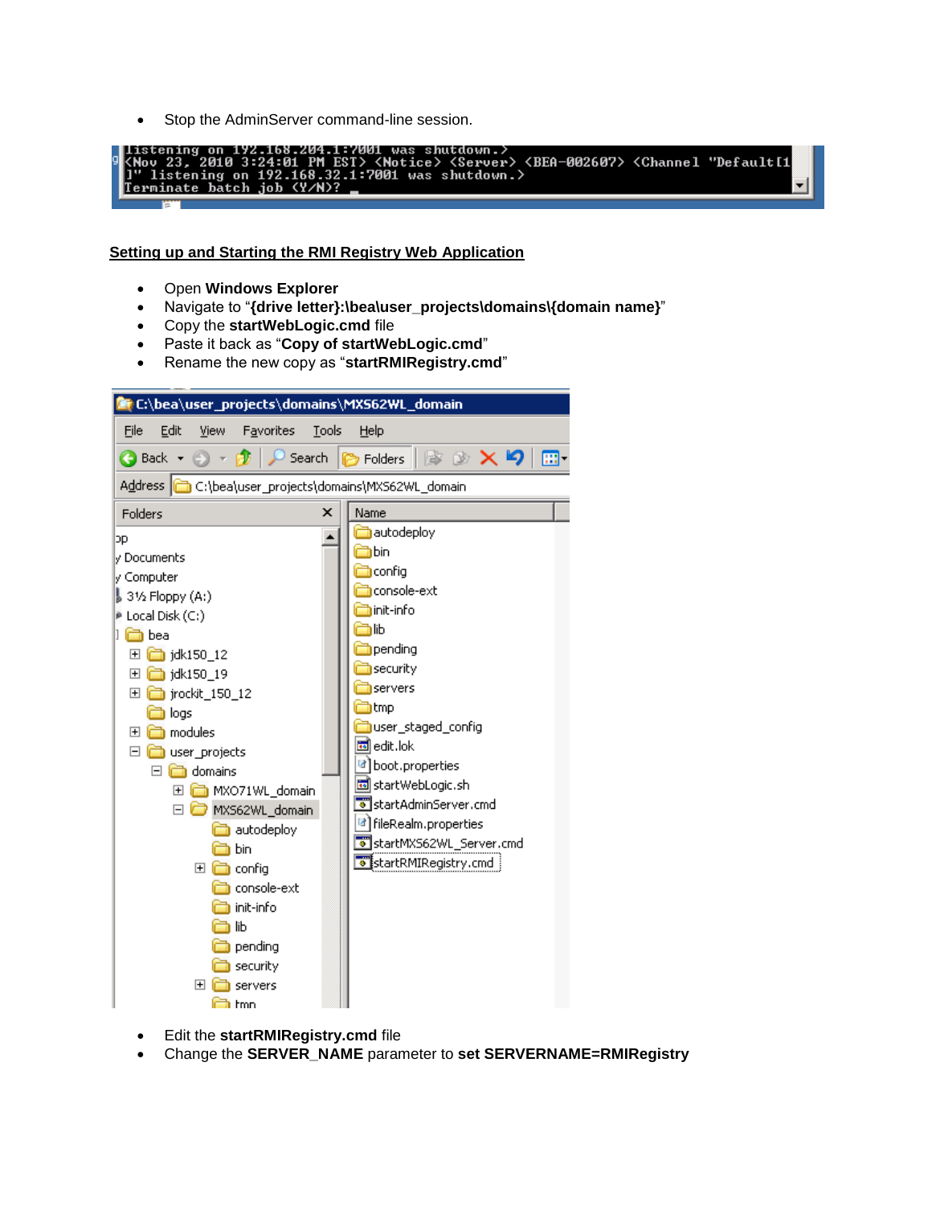- Stop the AdminServer command-line session.

## Setting up and Starting the RMI Registry Web Application

- Open **Windows Explorer**
- Navigate to "**{drive letter}:\bea\user_projects\domains\{domain name}**"
- Copy the **startWebLogic.cmd** file
- Paste it back as "**Copy of startWebLogic.cmd**"
- Rename the new copy as "**startRMIRegistry.cmd**"

- Edit the **startRMIRegistry.cmd** file
- Change the **SERVER_NAME** parameter to **set SERVERNAME=RMIRegistry**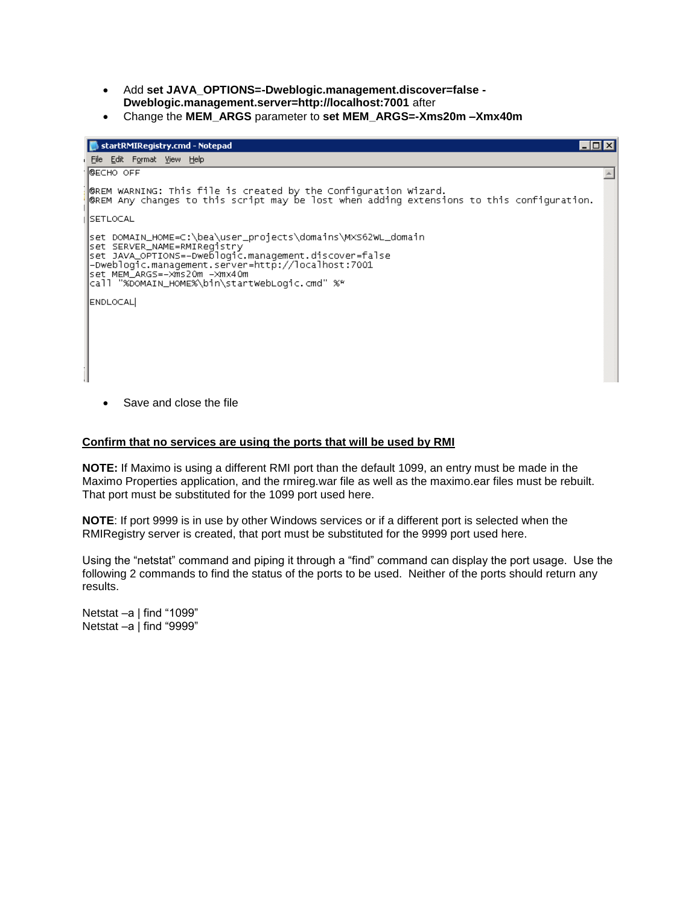- Add **set JAVA_OPTIONS=-Dweblogic.management.discover=false -Dweblogic.management.server=http://localhost:7001** after
- Change the **MEM_ARGS** parameter to **set MEM_ARGS=-Xms20m –Xmx40m**

```
startRMIRegistry.cmd - Notepad
File  Edit  Format  View  Help
@ECHO OFF

@REM WARNING: This file is created by the Configuration Wizard.
@REM Any changes to this script may be lost when adding extensions to this configuration.

SETLOCAL

set DOMAIN_HOME=C:\bea\user_projects\domains\MXS62WL_domain
set SERVER_NAME=RMIRegistry
set JAVA_OPTIONS=-Dweblogic.management.discover=false
-Dweblogic.management.server=http://localhost:7001
set MEM_ARGS=-Xms20m -Xmx40m
call "%DOMAIN_HOME%\bin\startWebLogic.cmd" %*

ENDLOCAL
```

- Save and close the file

**Confirm that no services are using the ports that will be used by RMI**

**NOTE:** If Maximo is using a different RMI port than the default 1099, an entry must be made in the Maximo Properties application, and the rmireg.war file as well as the maximo.ear files must be rebuilt. That port must be substituted for the 1099 port used here.

**NOTE**: If port 9999 is in use by other Windows services or if a different port is selected when the RMIRegistry server is created, that port must be substituted for the 9999 port used here.

Using the "netstat" command and piping it through a "find" command can display the port usage. Use the following 2 commands to find the status of the ports to be used. Neither of the ports should return any results.

Netstat –a | find "1099"
Netstat –a | find "9999"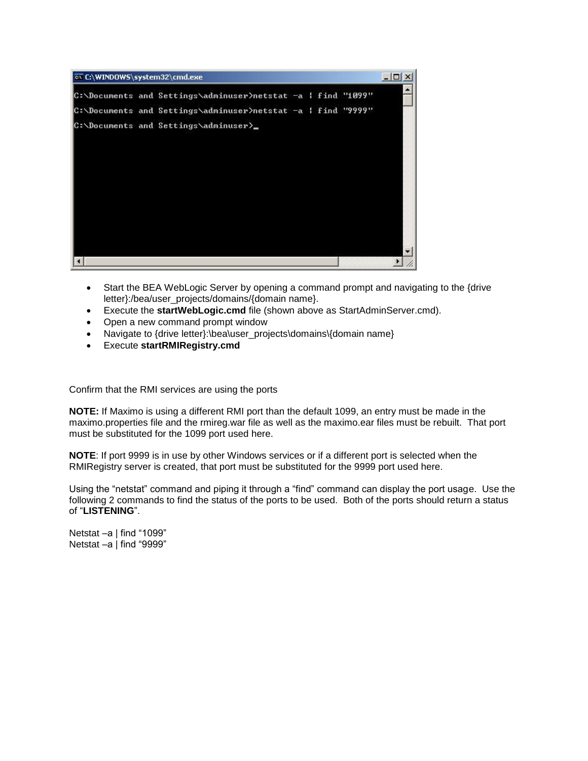- Start the BEA WebLogic Server by opening a command prompt and navigating to the {drive letter}:/bea/user_projects/domains/{domain name}.
- Execute the **startWebLogic.cmd** file (shown above as StartAdminServer.cmd).
- Open a new command prompt window
- Navigate to {drive letter}:\bea\user_projects\domains\{domain name}
- Execute **startRMIRegistry.cmd**

Confirm that the RMI services are using the ports

**NOTE:** If Maximo is using a different RMI port than the default 1099, an entry must be made in the maximo.properties file and the rmireg.war file as well as the maximo.ear files must be rebuilt. That port must be substituted for the 1099 port used here.

**NOTE**: If port 9999 is in use by other Windows services or if a different port is selected when the RMIRegistry server is created, that port must be substituted for the 9999 port used here.

Using the "netstat" command and piping it through a "find" command can display the port usage. Use the following 2 commands to find the status of the ports to be used. Both of the ports should return a status of "**LISTENING**".

Netstat –a | find "1099"
Netstat –a | find "9999"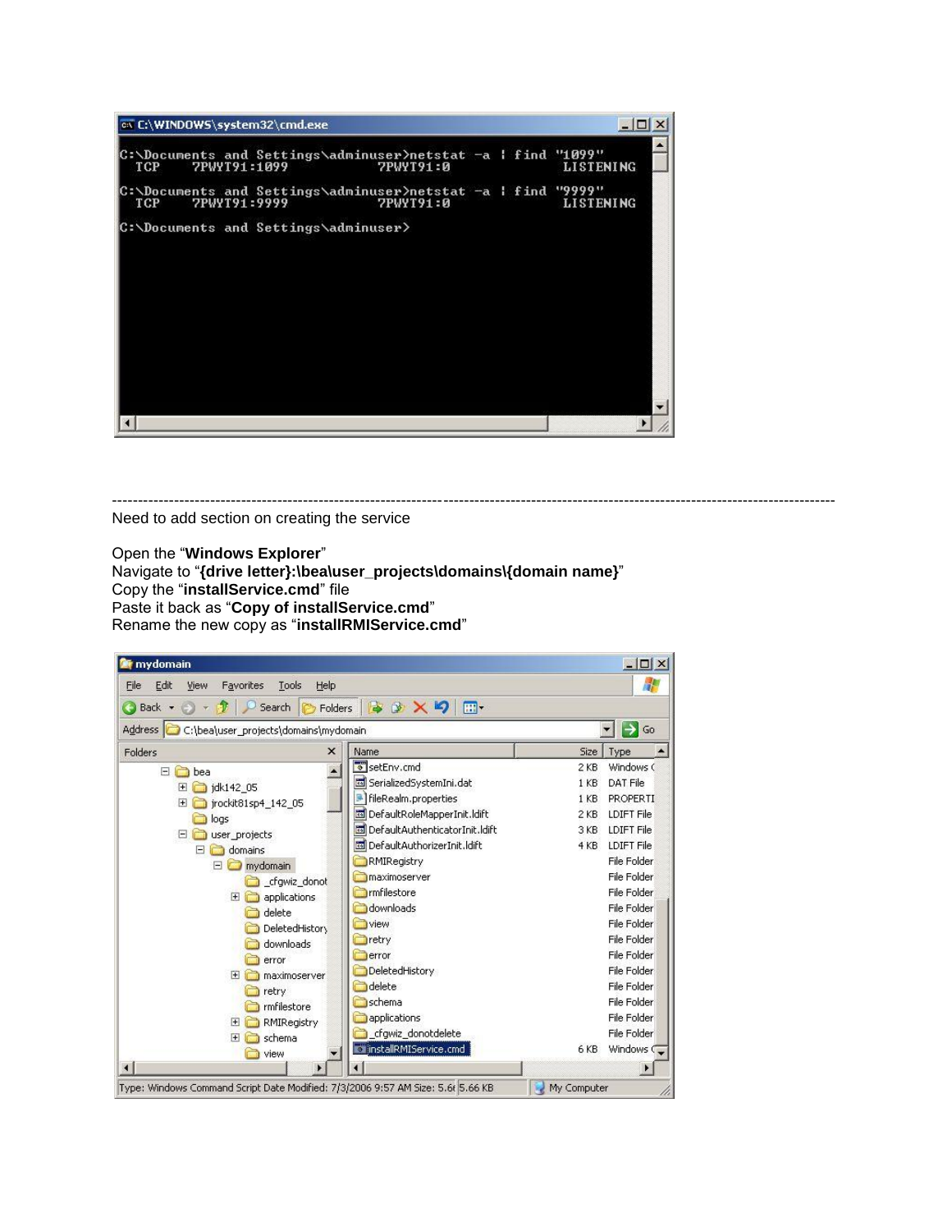```
C:\Documents and Settings\adminuser>netstat -a | find "1099"
  TCP    7PWYT91:1099           7PWYT91:0              LISTENING

C:\Documents and Settings\adminuser>netstat -a | find "9999"
  TCP    7PWYT91:9999           7PWYT91:0              LISTENING

C:\Documents and Settings\adminuser>
```

---

Need to add section on creating the service

Open the "**Windows Explorer**"
Navigate to "**{drive letter}:\bea\user_projects\domains\{domain name}**"
Copy the "**installService.cmd**" file
Paste it back as "**Copy of installService.cmd**"
Rename the new copy as "**installRMIService.cmd**"

| Name | Size | Type |
| --- | --- | --- |
| setEnv.cmd | 2 KB | Windows ( |
| SerializedSystemIni.dat | 1 KB | DAT File |
| fileRealm.properties | 1 KB | PROPERTI |
| DefaultRoleMapperInit.ldift | 2 KB | LDIFT File |
| DefaultAuthenticatorInit.ldift | 3 KB | LDIFT File |
| DefaultAuthorizerInit.ldift | 4 KB | LDIFT File |
| RMIRegistry | | File Folder |
| maximoserver | | File Folder |
| rmfilestore | | File Folder |
| downloads | | File Folder |
| view | | File Folder |
| retry | | File Folder |
| error | | File Folder |
| DeletedHistory | | File Folder |
| delete | | File Folder |
| schema | | File Folder |
| applications | | File Folder |
| _cfgwiz_donotdelete | | File Folder |
| installRMIService.cmd | 6 KB | Windows ( |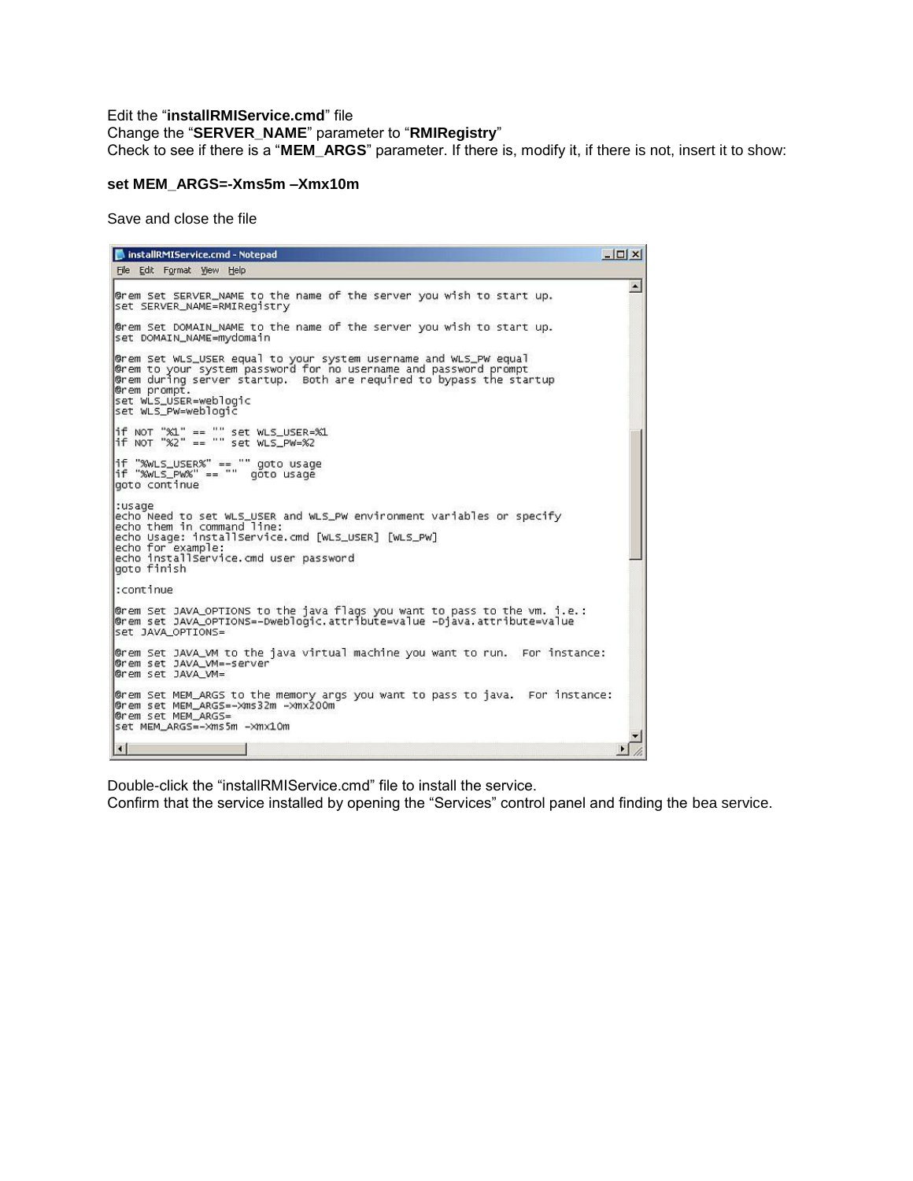Edit the "**installRMIService.cmd**" file
Change the "**SERVER_NAME**" parameter to "**RMIRegistry**"
Check to see if there is a "**MEM_ARGS**" parameter. If there is, modify it, if there is not, insert it to show:

**set MEM_ARGS=-Xms5m –Xmx10m**

Save and close the file

```
installRMIService.cmd - Notepad
File  Edit  Format  View  Help

@rem Set SERVER_NAME to the name of the server you wish to start up.
set SERVER_NAME=RMIRegistry

@rem Set DOMAIN_NAME to the name of the server you wish to start up.
set DOMAIN_NAME=mydomain

@rem Set WLS_USER equal to your system username and WLS_PW equal
@rem to your system password for no username and password prompt
@rem during server startup.  Both are required to bypass the startup
@rem prompt.
set WLS_USER=weblogic
set WLS_PW=weblogic

if NOT "%1" == "" set WLS_USER=%1
if NOT "%2" == "" set WLS_PW=%2

if "%WLS_USER%" == "" goto usage
if "%WLS_PW%" == ""  goto usage
goto continue

:usage
echo Need to set WLS_USER and WLS_PW environment variables or specify
echo them in command line:
echo Usage: installService.cmd [WLS_USER] [WLS_PW]
echo for example:
echo installService.cmd user password
goto finish

:continue

@rem Set JAVA_OPTIONS to the java flags you want to pass to the vm. i.e.:
@rem set JAVA_OPTIONS=-Dweblogic.attribute=value -Djava.attribute=value
set JAVA_OPTIONS=

@rem Set JAVA_VM to the java virtual machine you want to run.  For instance:
@rem set JAVA_VM=-server
@rem set JAVA_VM=

@rem Set MEM_ARGS to the memory args you want to pass to java.  For instance:
@rem set MEM_ARGS=-Xms32m -Xmx200m
@rem set MEM_ARGS=
set MEM_ARGS=-Xms5m -Xmx10m
```

Double-click the "installRMIService.cmd" file to install the service.
Confirm that the service installed by opening the "Services" control panel and finding the bea service.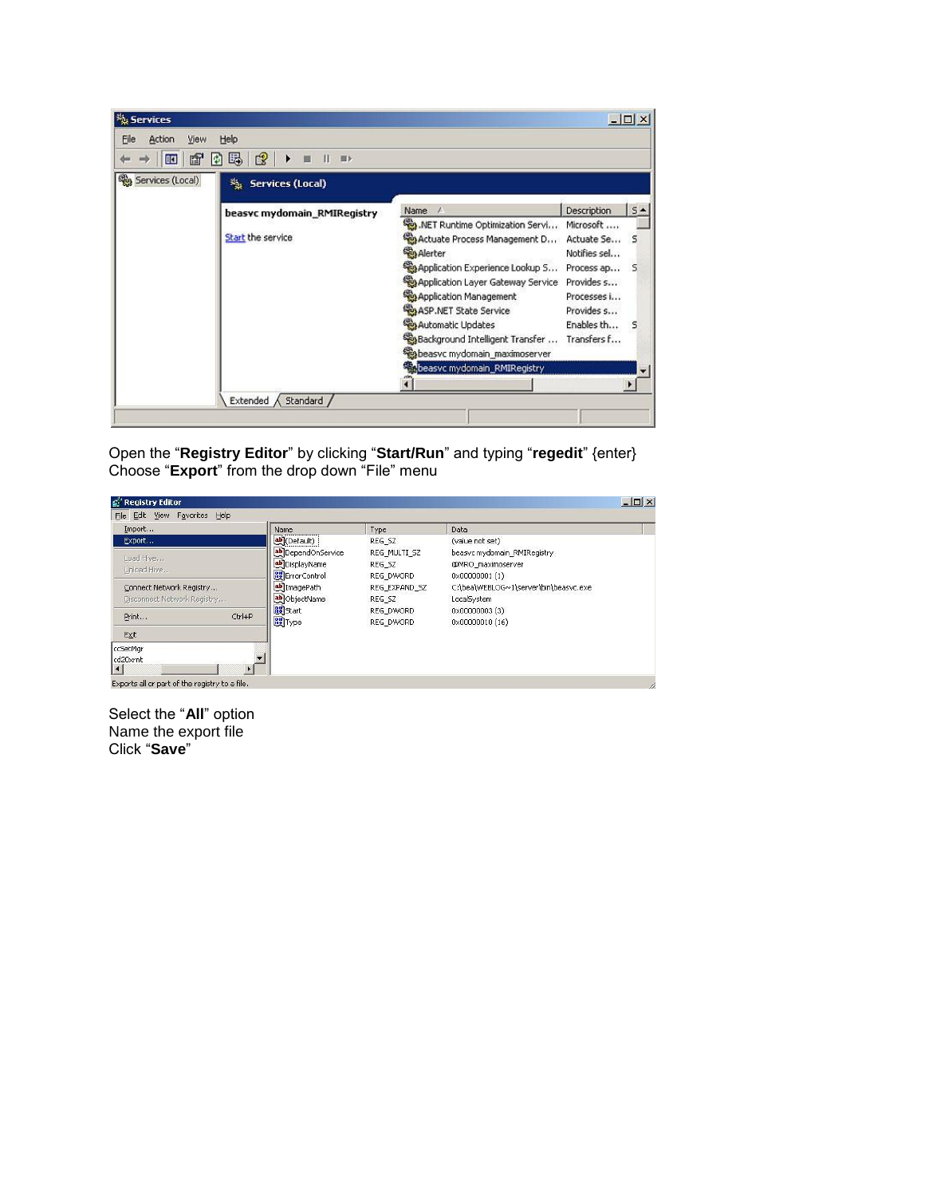Open the “**Registry Editor**” by clicking “**Start/Run**” and typing “**regedit**” {enter}
Choose “**Export**” from the drop down “File” menu

Select the “**All**” option
Name the export file
Click “**Save**”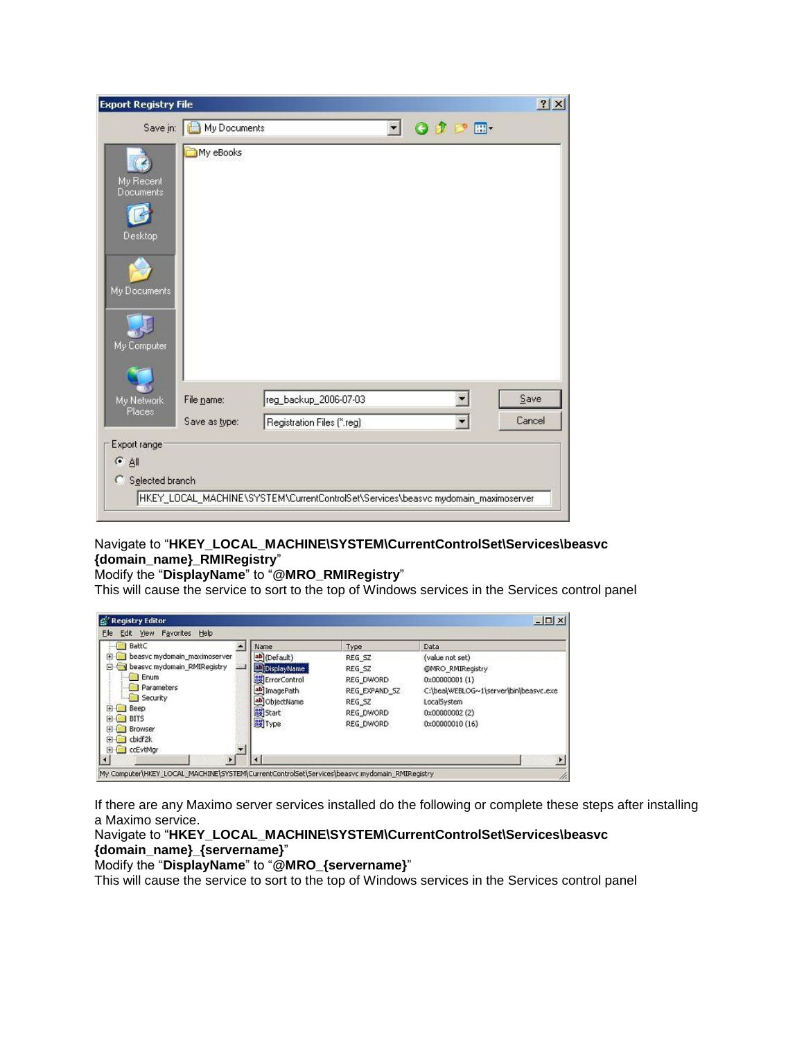Navigate to "**HKEY_LOCAL_MACHINE\SYSTEM\CurrentControlSet\Services\beasvc {domain_name}_RMIRegistry**"
Modify the "**DisplayName**" to "**@MRO_RMIRegistry**"
This will cause the service to sort to the top of Windows services in the Services control panel

If there are any Maximo server services installed do the following or complete these steps after installing a Maximo service.
Navigate to "**HKEY_LOCAL_MACHINE\SYSTEM\CurrentControlSet\Services\beasvc {domain_name}_{servername}**"
Modify the "**DisplayName**" to "**@MRO_{servername}**"
This will cause the service to sort to the top of Windows services in the Services control panel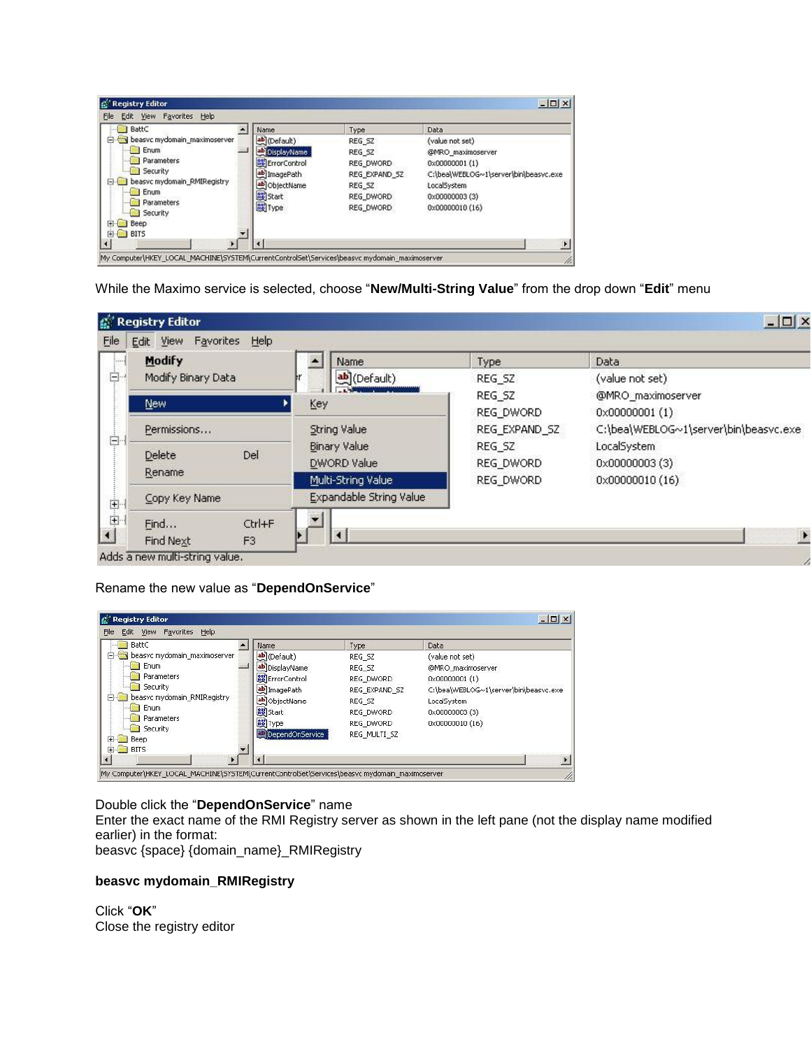While the Maximo service is selected, choose "**New/Multi-String Value**" from the drop down "**Edit**" menu

Rename the new value as "**DependOnService**"

Double click the "**DependOnService**" name
Enter the exact name of the RMI Registry server as shown in the left pane (not the display name modified earlier) in the format:
beasvc {space} {domain_name}_RMIRegistry

**beasvc mydomain_RMIRegistry**

Click "**OK**"
Close the registry editor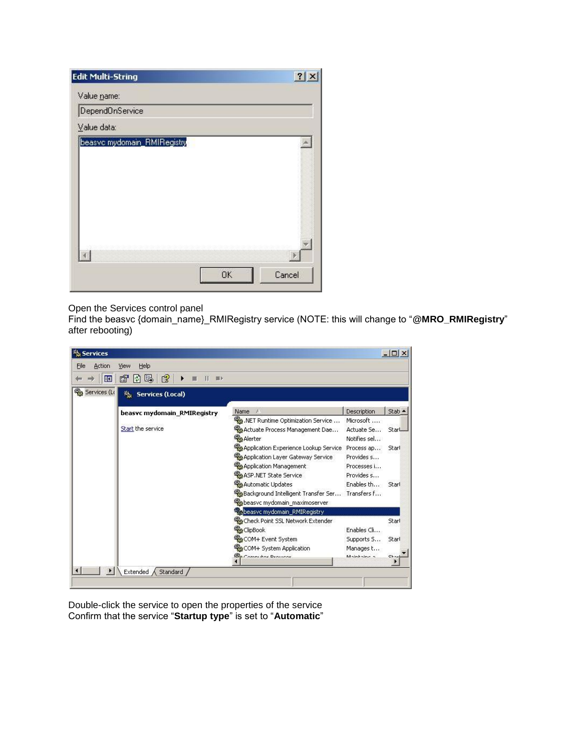Open the Services control panel
Find the beasvc {domain_name}_RMIRegistry service (NOTE: this will change to "**@MRO_RMIRegistry**" after rebooting)

Double-click the service to open the properties of the service
Confirm that the service "**Startup type**" is set to "**Automatic**"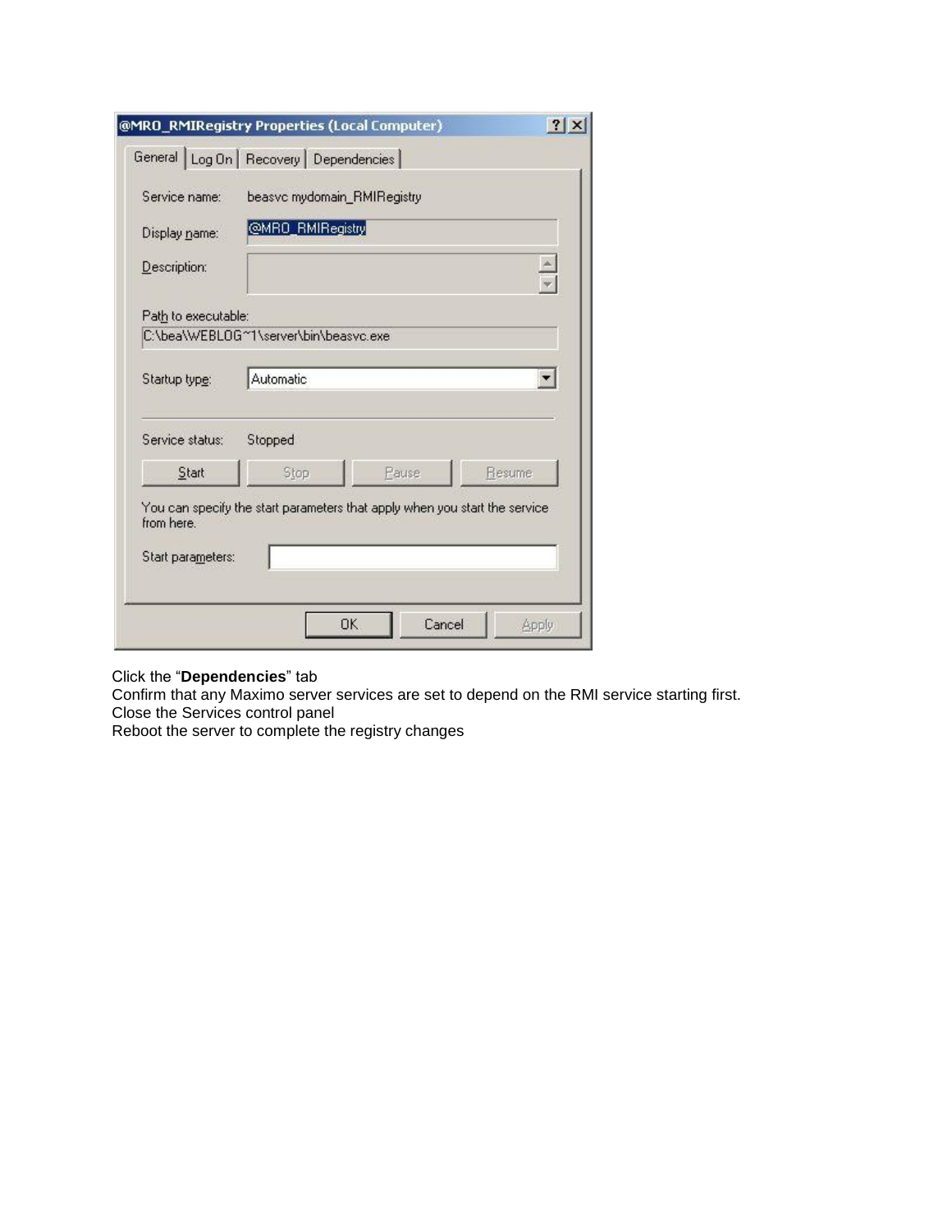Click the “**Dependencies**” tab
Confirm that any Maximo server services are set to depend on the RMI service starting first.
Close the Services control panel
Reboot the server to complete the registry changes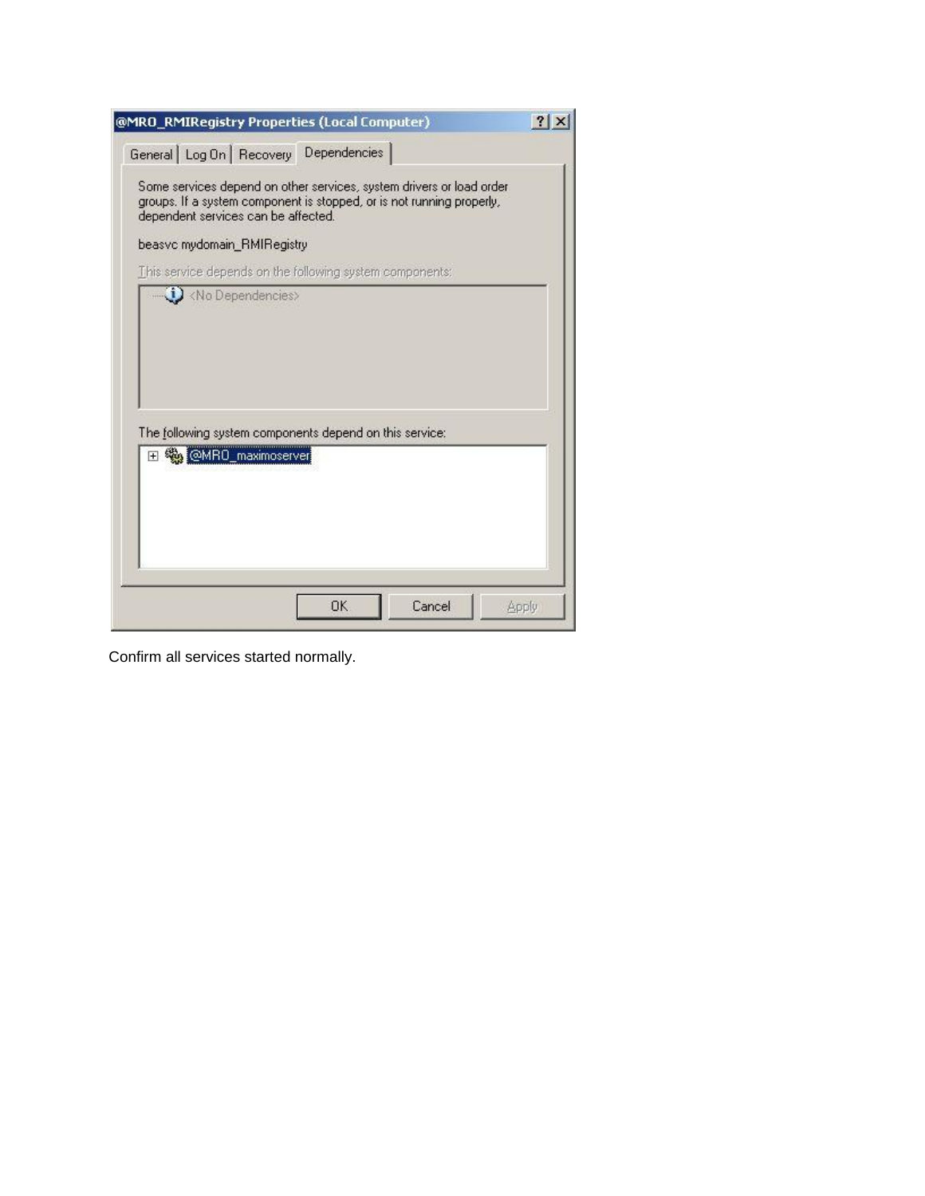@MRO_RMIRegistry Properties (Local Computer)

General | Log On | Recovery | Dependencies

Some services depend on other services, system drivers or load order groups. If a system component is stopped, or is not running properly, dependent services can be affected.

beasvc mydomain_RMIRegistry

This service depends on the following system components:

<No Dependencies>

The following system components depend on this service:

@MRO_maximoserver

OK | Cancel | Apply

Confirm all services started normally.